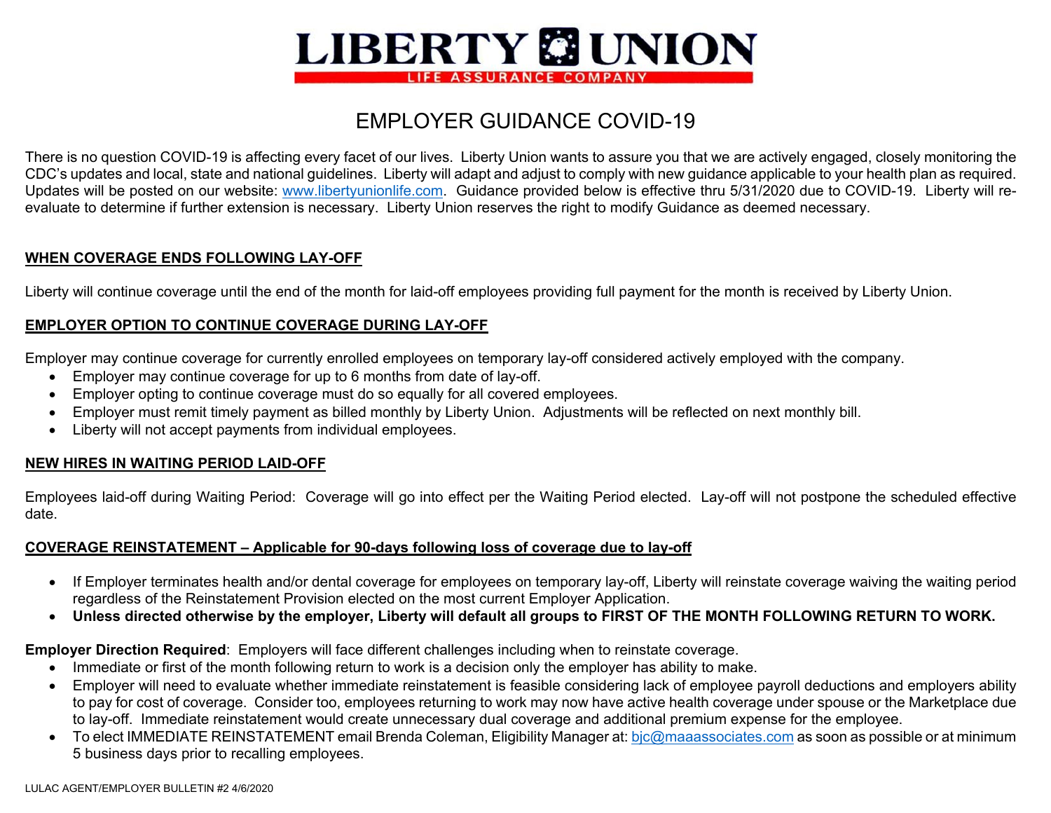# LIBERTY UNION

LIFE ASSURANCE COMPANY

## EMPLOYER GUIDANCE COVID-19

There is no question COVID-19 is affecting every facet of our lives. Liberty Union wants to assure you that we are actively engaged, closely monitoring the CDC's updates and local, state and national guidelines. Liberty will adapt and adjust to comply with new guidance applicable to your health plan as required. Updates will be posted on our website: [www.libertyunionlife.com](http://www.libertyunionlife.com). Guidance provided below is effective thru 5/31/2020 due to COVID-19. Liberty will re-evaluate to determine if further extension is necessary. Liberty Union reserves the right to modify Guidance as deemed necessary.

### WHEN COVERAGE ENDS FOLLOWING LAY-OFF

Liberty will continue coverage until the end of the month for laid-off employees providing full payment for the month is received by Liberty Union.

### EMPLOYER OPTION TO CONTINUE COVERAGE DURING LAY-OFF

Employer may continue coverage for currently enrolled employees on temporary lay-off considered actively employed with the company.

- Employer may continue coverage for up to 6 months from date of lay-off.
- Employer opting to continue coverage must do so equally for all covered employees.
- Employer must remit timely payment as billed monthly by Liberty Union. Adjustments will be reflected on next monthly bill.
- Liberty will not accept payments from individual employees.

### NEW HIRES IN WAITING PERIOD LAID-OFF

Employees laid-off during Waiting Period: Coverage will go into effect per the Waiting Period elected. Lay-off will not postpone the scheduled effective date.

### COVERAGE REINSTATEMENT – Applicable for 90-days following loss of coverage due to lay-off

- If Employer terminates health and/or dental coverage for employees on temporary lay-off, Liberty will reinstate coverage waiving the waiting period regardless of the Reinstatement Provision elected on the most current Employer Application.
- **Unless directed otherwise by the employer, Liberty will default all groups to FIRST OF THE MONTH FOLLOWING RETURN TO WORK.**

**Employer Direction Required**: Employers will face different challenges including when to reinstate coverage.

- Immediate or first of the month following return to work is a decision only the employer has ability to make.
- Employer will need to evaluate whether immediate reinstatement is feasible considering lack of employee payroll deductions and employers ability to pay for cost of coverage. Consider too, employees returning to work may now have active health coverage under spouse or the Marketplace due to lay-off. Immediate reinstatement would create unnecessary dual coverage and additional premium expense for the employee.
- To elect IMMEDIATE REINSTATEMENT email Brenda Coleman, Eligibility Manager at: [bjc@maaassociates.com](mailto:bjc@maaassociates.com) as soon as possible or at minimum 5 business days prior to recalling employees.

LULAC AGENT/EMPLOYER BULLETIN #2 4/6/2020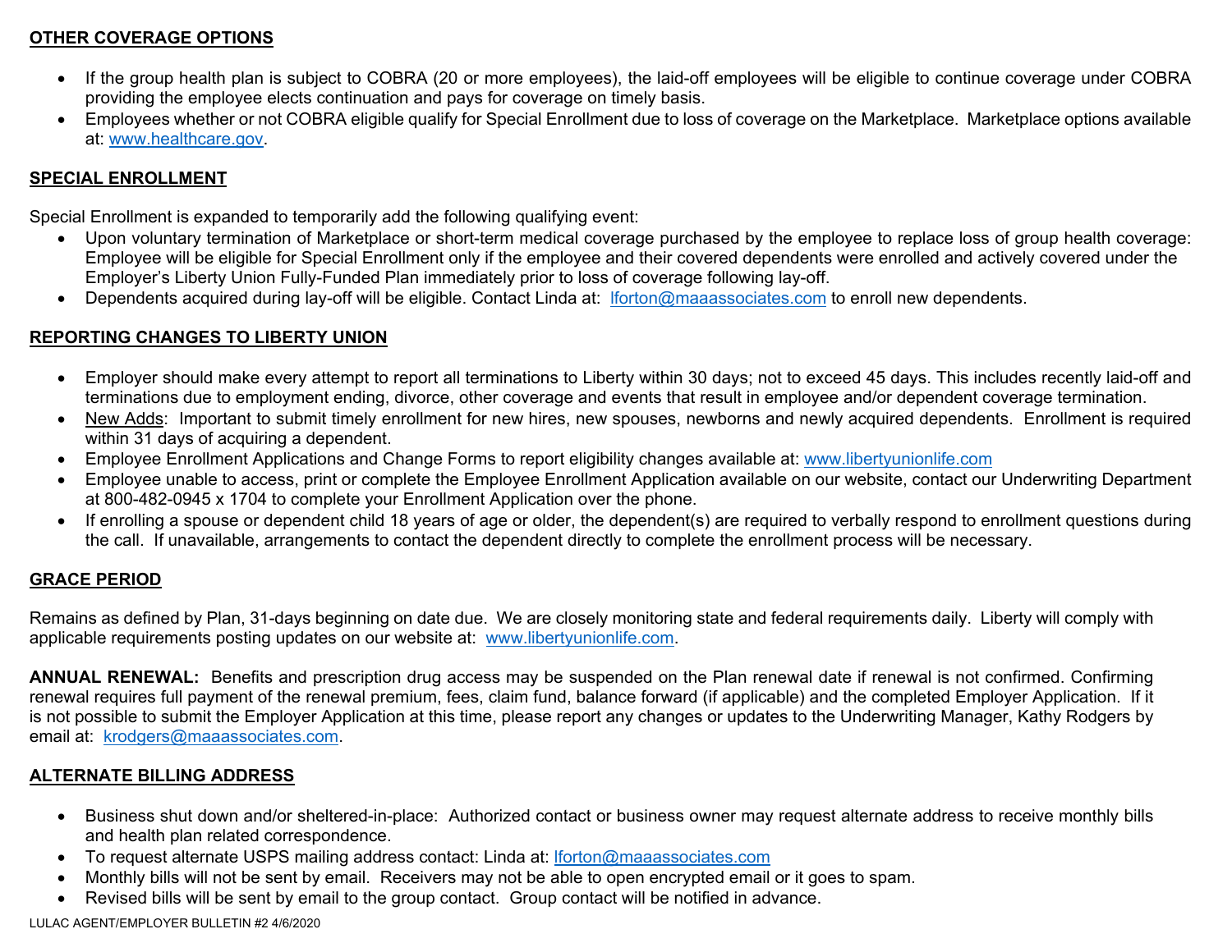## OTHER COVERAGE OPTIONS

- If the group health plan is subject to COBRA (20 or more employees), the laid-off employees will be eligible to continue coverage under COBRA providing the employee elects continuation and pays for coverage on timely basis.
- Employees whether or not COBRA eligible qualify for Special Enrollment due to loss of coverage on the Marketplace. Marketplace options available at: www.healthcare.gov.

## SPECIAL ENROLLMENT

Special Enrollment is expanded to temporarily add the following qualifying event:

- Upon voluntary termination of Marketplace or short-term medical coverage purchased by the employee to replace loss of group health coverage: Employee will be eligible for Special Enrollment only if the employee and their covered dependents were enrolled and actively covered under the Employer's Liberty Union Fully-Funded Plan immediately prior to loss of coverage following lay-off.
- Dependents acquired during lay-off will be eligible. Contact Linda at: lforton@maaassociates.com to enroll new dependents.

## REPORTING CHANGES TO LIBERTY UNION

- Employer should make every attempt to report all terminations to Liberty within 30 days; not to exceed 45 days. This includes recently laid-off and terminations due to employment ending, divorce, other coverage and events that result in employee and/or dependent coverage termination.
- New Adds: Important to submit timely enrollment for new hires, new spouses, newborns and newly acquired dependents. Enrollment is required within 31 days of acquiring a dependent.
- Employee Enrollment Applications and Change Forms to report eligibility changes available at: www.libertyunionlife.com
- Employee unable to access, print or complete the Employee Enrollment Application available on our website, contact our Underwriting Department at 800-482-0945 x 1704 to complete your Enrollment Application over the phone.
- If enrolling a spouse or dependent child 18 years of age or older, the dependent(s) are required to verbally respond to enrollment questions during the call. If unavailable, arrangements to contact the dependent directly to complete the enrollment process will be necessary.

## GRACE PERIOD

Remains as defined by Plan, 31-days beginning on date due. We are closely monitoring state and federal requirements daily. Liberty will comply with applicable requirements posting updates on our website at: www.libertyunionlife.com.

**ANNUAL RENEWAL:** Benefits and prescription drug access may be suspended on the Plan renewal date if renewal is not confirmed. Confirming renewal requires full payment of the renewal premium, fees, claim fund, balance forward (if applicable) and the completed Employer Application. If it is not possible to submit the Employer Application at this time, please report any changes or updates to the Underwriting Manager, Kathy Rodgers by email at: krodgers@maaassociates.com.

## ALTERNATE BILLING ADDRESS

- Business shut down and/or sheltered-in-place: Authorized contact or business owner may request alternate address to receive monthly bills and health plan related correspondence.
- To request alternate USPS mailing address contact: Linda at: lforton@maaassociates.com
- Monthly bills will not be sent by email. Receivers may not be able to open encrypted email or it goes to spam.
- Revised bills will be sent by email to the group contact. Group contact will be notified in advance.

LULAC AGENT/EMPLOYER BULLETIN #2 4/6/2020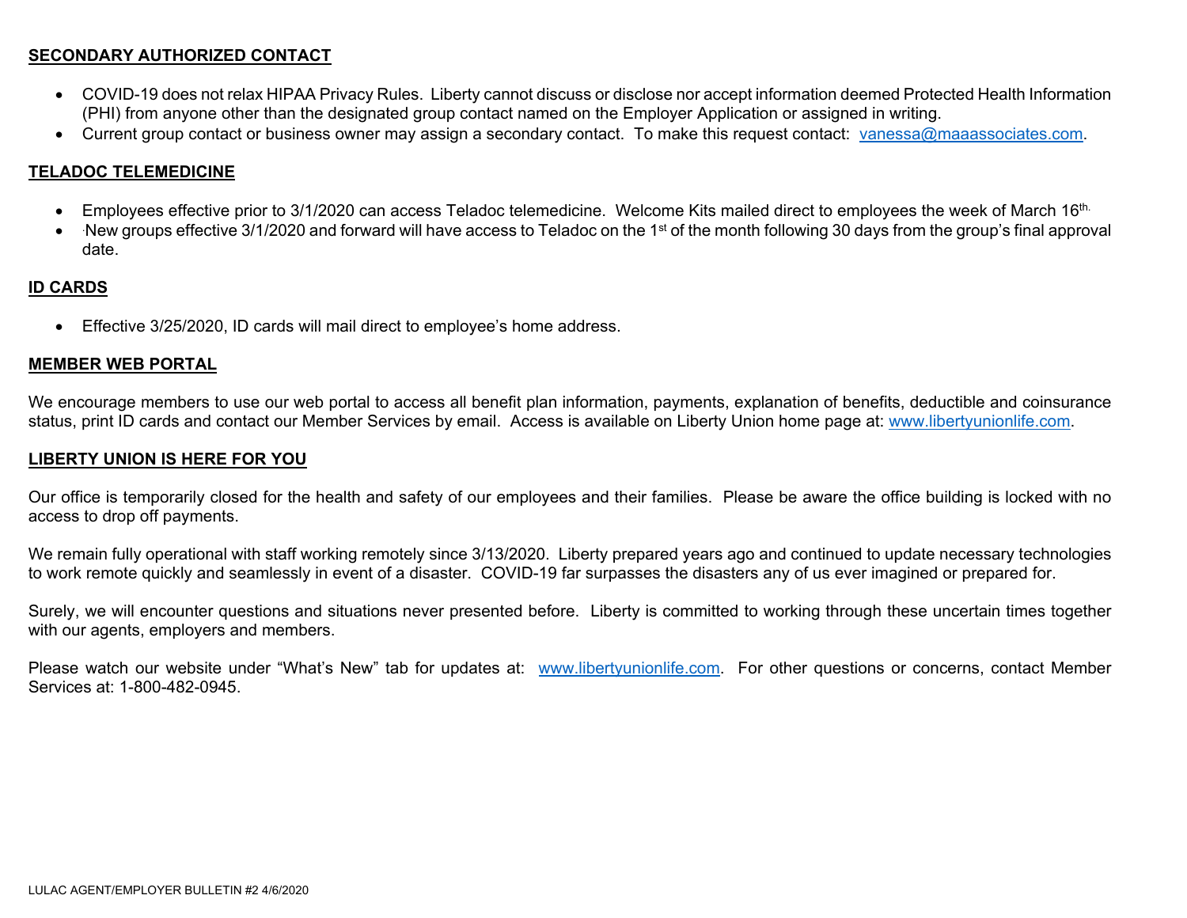## SECONDARY AUTHORIZED CONTACT

- COVID-19 does not relax HIPAA Privacy Rules. Liberty cannot discuss or disclose nor accept information deemed Protected Health Information (PHI) from anyone other than the designated group contact named on the Employer Application or assigned in writing.
- Current group contact or business owner may assign a secondary contact. To make this request contact: vanessa@maaassociates.com.

## TELADOC TELEMEDICINE

- Employees effective prior to 3/1/2020 can access Teladoc telemedicine. Welcome Kits mailed direct to employees the week of March 16th.
- New groups effective 3/1/2020 and forward will have access to Teladoc on the 1st of the month following 30 days from the group's final approval date.

## ID CARDS

- Effective 3/25/2020, ID cards will mail direct to employee's home address.

## MEMBER WEB PORTAL

We encourage members to use our web portal to access all benefit plan information, payments, explanation of benefits, deductible and coinsurance status, print ID cards and contact our Member Services by email. Access is available on Liberty Union home page at: www.libertyunionlife.com.

## LIBERTY UNION IS HERE FOR YOU

Our office is temporarily closed for the health and safety of our employees and their families. Please be aware the office building is locked with no access to drop off payments.

We remain fully operational with staff working remotely since 3/13/2020. Liberty prepared years ago and continued to update necessary technologies to work remote quickly and seamlessly in event of a disaster. COVID-19 far surpasses the disasters any of us ever imagined or prepared for.

Surely, we will encounter questions and situations never presented before. Liberty is committed to working through these uncertain times together with our agents, employers and members.

Please watch our website under "What's New" tab for updates at: www.libertyunionlife.com. For other questions or concerns, contact Member Services at: 1-800-482-0945.